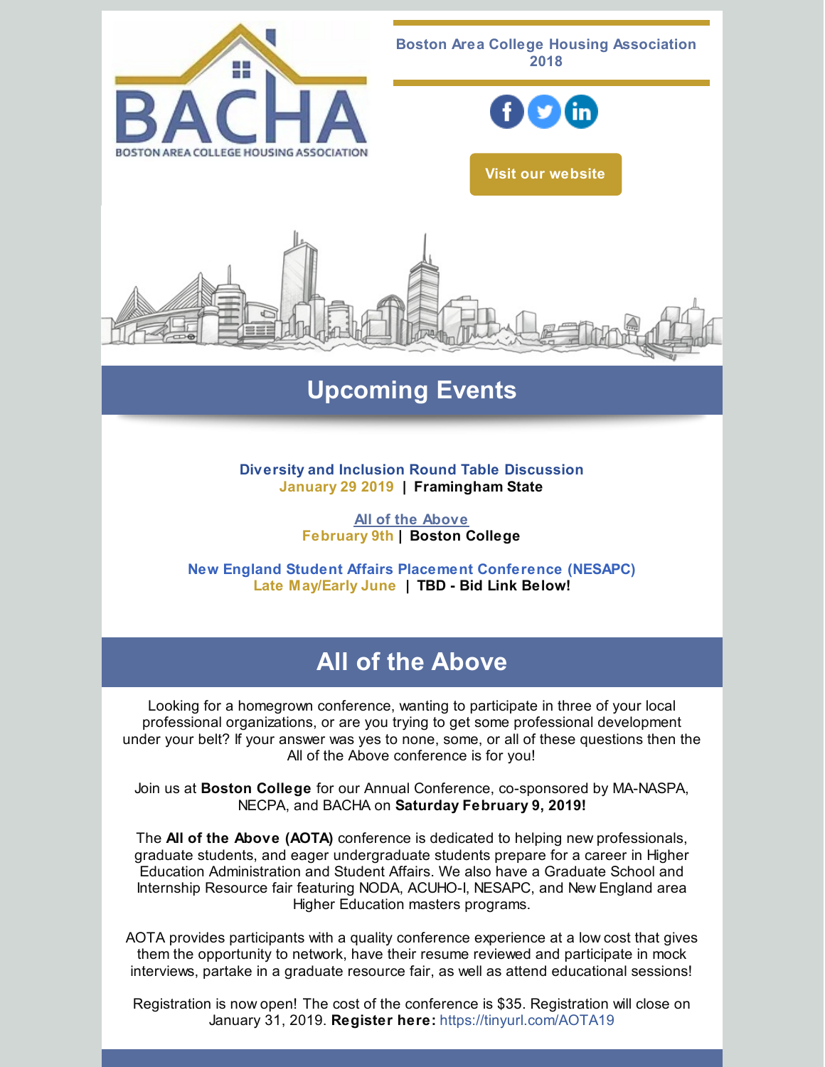BACHA
BOSTON AREA COLLEGE HOUSING ASSOCIATION

**Boston Area College Housing Association 2018**

Visit our website

## Upcoming Events

**Diversity and Inclusion Round Table Discussion**
**January 29 2019 | Framingham State**

**All of the Above**
**February 9th | Boston College**

**New England Student Affairs Placement Conference (NESAPC)**
**Late May/Early June | TBD - Bid Link Below!**

## All of the Above

Looking for a homegrown conference, wanting to participate in three of your local professional organizations, or are you trying to get some professional development under your belt? If your answer was yes to none, some, or all of these questions then the All of the Above conference is for you!

Join us at **Boston College** for our Annual Conference, co-sponsored by MA-NASPA, NECPA, and BACHA on **Saturday February 9, 2019!**

The **All of the Above (AOTA)** conference is dedicated to helping new professionals, graduate students, and eager undergraduate students prepare for a career in Higher Education Administration and Student Affairs. We also have a Graduate School and Internship Resource fair featuring NODA, ACUHO-I, NESAPC, and New England area Higher Education masters programs.

AOTA provides participants with a quality conference experience at a low cost that gives them the opportunity to network, have their resume reviewed and participate in mock interviews, partake in a graduate resource fair, as well as attend educational sessions!

Registration is now open! The cost of the conference is $35. Registration will close on January 31, 2019. **Register here:** https://tinyurl.com/AOTA19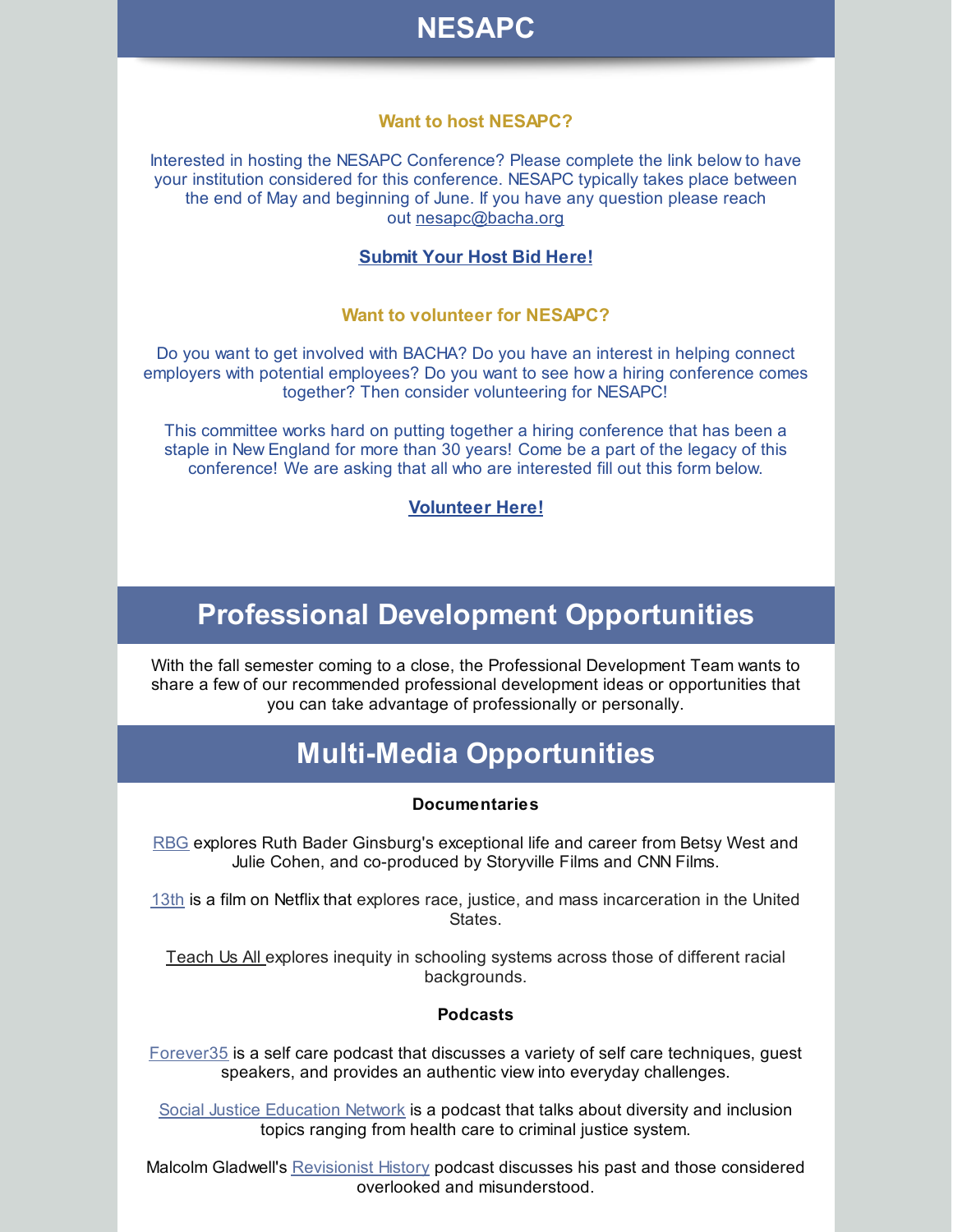# NESAPC

### Want to host NESAPC?

Interested in hosting the NESAPC Conference? Please complete the link below to have your institution considered for this conference. NESAPC typically takes place between the end of May and beginning of June. If you have any question please reach out nesapc@bacha.org

**Submit Your Host Bid Here!**

### Want to volunteer for NESAPC?

Do you want to get involved with BACHA? Do you have an interest in helping connect employers with potential employees? Do you want to see how a hiring conference comes together? Then consider volunteering for NESAPC!

This committee works hard on putting together a hiring conference that has been a staple in New England for more than 30 years! Come be a part of the legacy of this conference! We are asking that all who are interested fill out this form below.

**Volunteer Here!**

# Professional Development Opportunities

With the fall semester coming to a close, the Professional Development Team wants to share a few of our recommended professional development ideas or opportunities that you can take advantage of professionally or personally.

# Multi-Media Opportunities

**Documentaries**

RBG explores Ruth Bader Ginsburg's exceptional life and career from Betsy West and Julie Cohen, and co-produced by Storyville Films and CNN Films.

13th is a film on Netflix that explores race, justice, and mass incarceration in the United States.

Teach Us All explores inequity in schooling systems across those of different racial backgrounds.

**Podcasts**

Forever35 is a self care podcast that discusses a variety of self care techniques, guest speakers, and provides an authentic view into everyday challenges.

Social Justice Education Network is a podcast that talks about diversity and inclusion topics ranging from health care to criminal justice system.

Malcolm Gladwell's Revisionist History podcast discusses his past and those considered overlooked and misunderstood.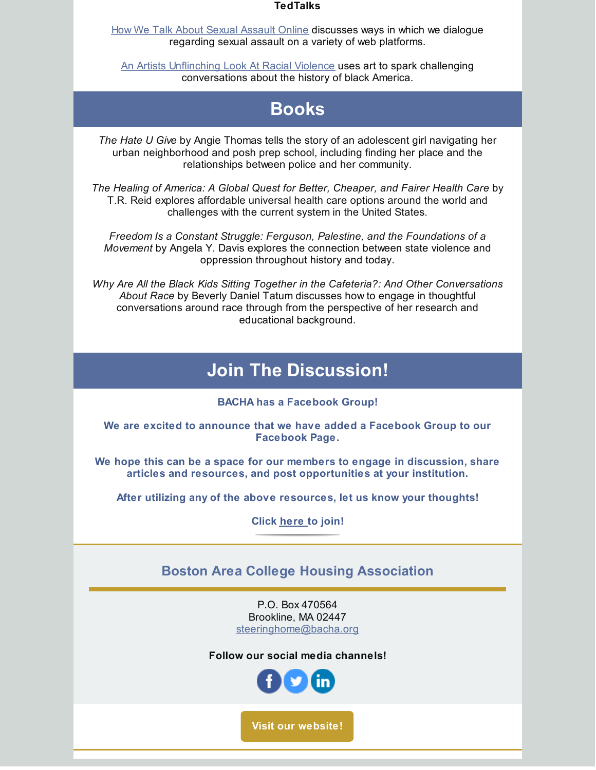**TedTalks**

How We Talk About Sexual Assault Online discusses ways in which we dialogue regarding sexual assault on a variety of web platforms.

An Artists Unflinching Look At Racial Violence uses art to spark challenging conversations about the history of black America.

## Books

*The Hate U Give* by Angie Thomas tells the story of an adolescent girl navigating her urban neighborhood and posh prep school, including finding her place and the relationships between police and her community.

*The Healing of America: A Global Quest for Better, Cheaper, and Fairer Health Care* by T.R. Reid explores affordable universal health care options around the world and challenges with the current system in the United States.

*Freedom Is a Constant Struggle: Ferguson, Palestine, and the Foundations of a Movement* by Angela Y. Davis explores the connection between state violence and oppression throughout history and today.

*Why Are All the Black Kids Sitting Together in the Cafeteria?: And Other Conversations About Race* by Beverly Daniel Tatum discusses how to engage in thoughtful conversations around race through from the perspective of her research and educational background.

## Join The Discussion!

**BACHA has a Facebook Group!**

**We are excited to announce that we have added a Facebook Group to our Facebook Page.**

**We hope this can be a space for our members to engage in discussion, share articles and resources, and post opportunities at your institution.**

**After utilizing any of the above resources, let us know your thoughts!**

**Click here to join!**

### Boston Area College Housing Association

P.O. Box 470564
Brookline, MA 02447
steeringhome@bacha.org

**Follow our social media channels!**

**Visit our website!**